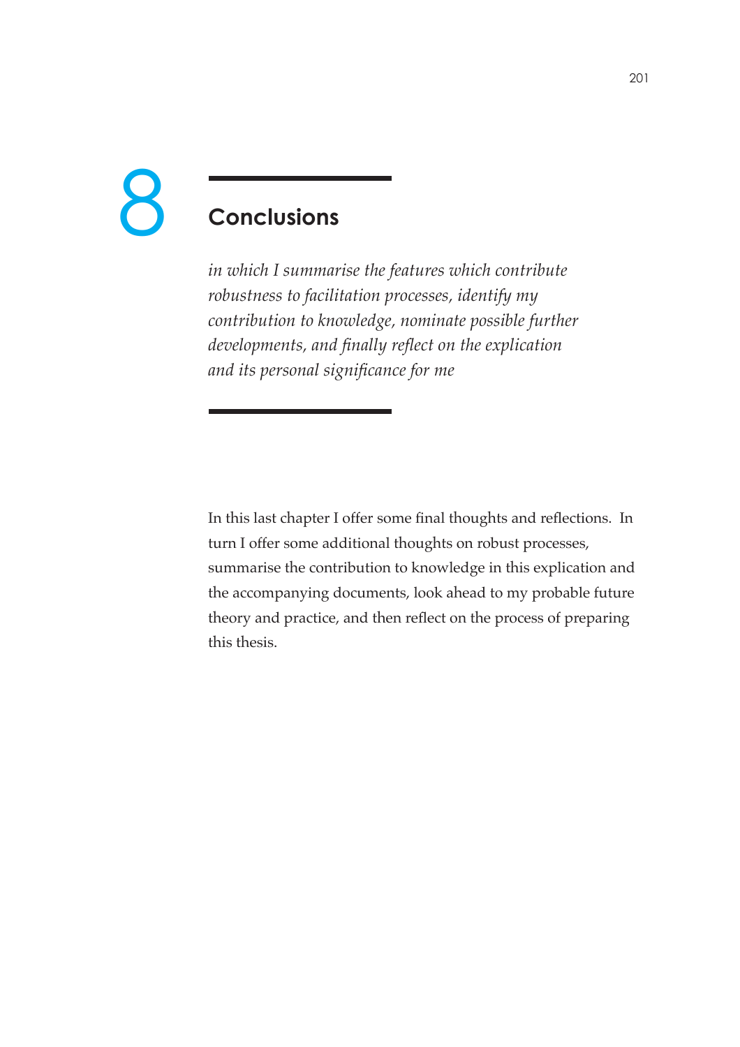# 8 Conclusions

*in which I summarise the features which contribute robustness to facilitation processes, identify my contribution to knowledge, nominate possible further developments, and finally reflect on the explication and its personal significance for me*

In this last chapter I offer some final thoughts and reflections. In turn I offer some additional thoughts on robust processes, summarise the contribution to knowledge in this explication and the accompanying documents, look ahead to my probable future theory and practice, and then reflect on the process of preparing this thesis.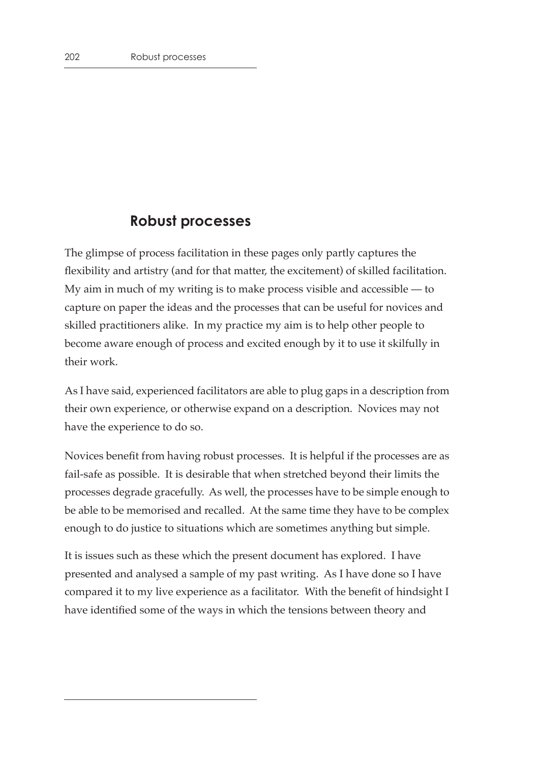## Robust processes

The glimpse of process facilitation in these pages only partly captures the flexibility and artistry (and for that matter, the excitement) of skilled facilitation. My aim in much of my writing is to make process visible and accessible — to capture on paper the ideas and the processes that can be useful for novices and skilled practitioners alike. In my practice my aim is to help other people to become aware enough of process and excited enough by it to use it skilfully in their work.

As I have said, experienced facilitators are able to plug gaps in a description from their own experience, or otherwise expand on a description. Novices may not have the experience to do so.

Novices benefit from having robust processes. It is helpful if the processes are as fail-safe as possible. It is desirable that when stretched beyond their limits the processes degrade gracefully. As well, the processes have to be simple enough to be able to be memorised and recalled. At the same time they have to be complex enough to do justice to situations which are sometimes anything but simple.

It is issues such as these which the present document has explored. I have presented and analysed a sample of my past writing. As I have done so I have compared it to my live experience as a facilitator. With the benefit of hindsight I have identified some of the ways in which the tensions between theory and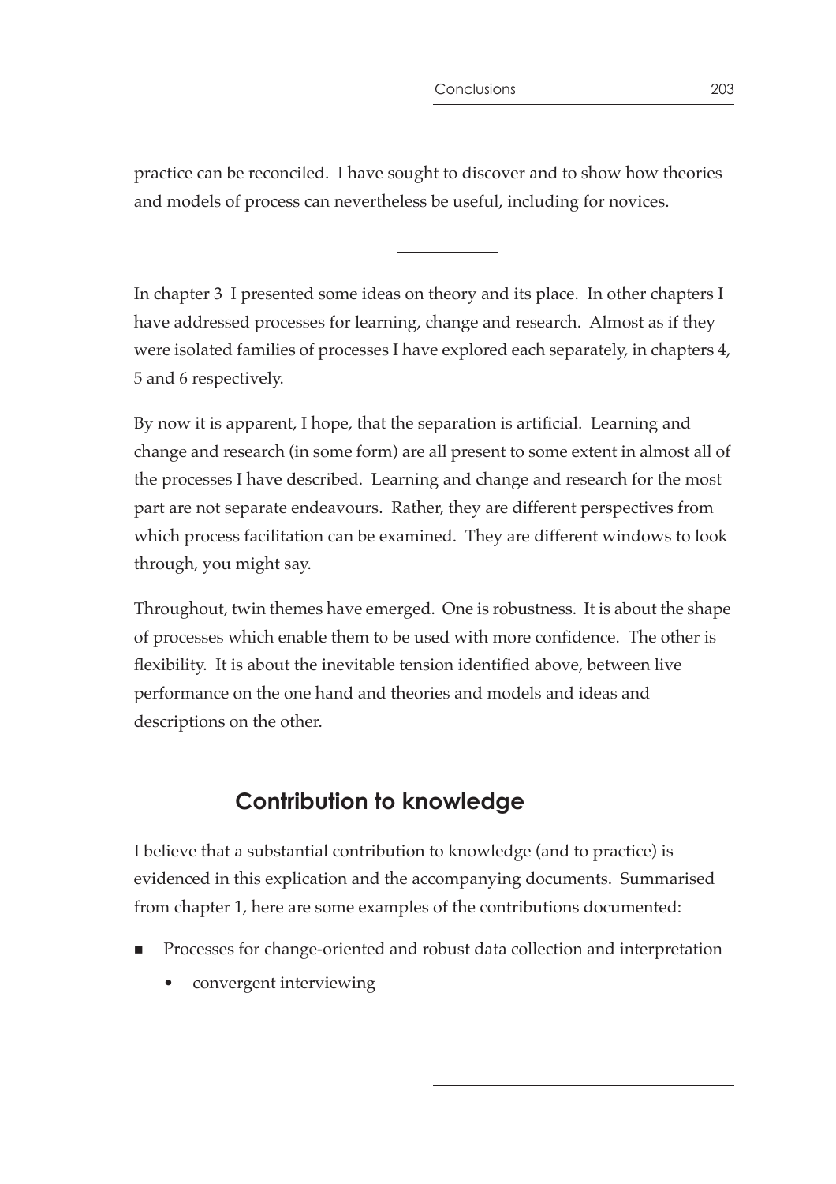practice can be reconciled. I have sought to discover and to show how theories and models of process can nevertheless be useful, including for novices.

---

In chapter 3 I presented some ideas on theory and its place. In other chapters I have addressed processes for learning, change and research. Almost as if they were isolated families of processes I have explored each separately, in chapters 4, 5 and 6 respectively.

By now it is apparent, I hope, that the separation is artificial. Learning and change and research (in some form) are all present to some extent in almost all of the processes I have described. Learning and change and research for the most part are not separate endeavours. Rather, they are different perspectives from which process facilitation can be examined. They are different windows to look through, you might say.

Throughout, twin themes have emerged. One is robustness. It is about the shape of processes which enable them to be used with more confidence. The other is flexibility. It is about the inevitable tension identified above, between live performance on the one hand and theories and models and ideas and descriptions on the other.

## Contribution to knowledge

I believe that a substantial contribution to knowledge (and to practice) is evidenced in this explication and the accompanying documents. Summarised from chapter 1, here are some examples of the contributions documented:

- Processes for change-oriented and robust data collection and interpretation
    - convergent interviewing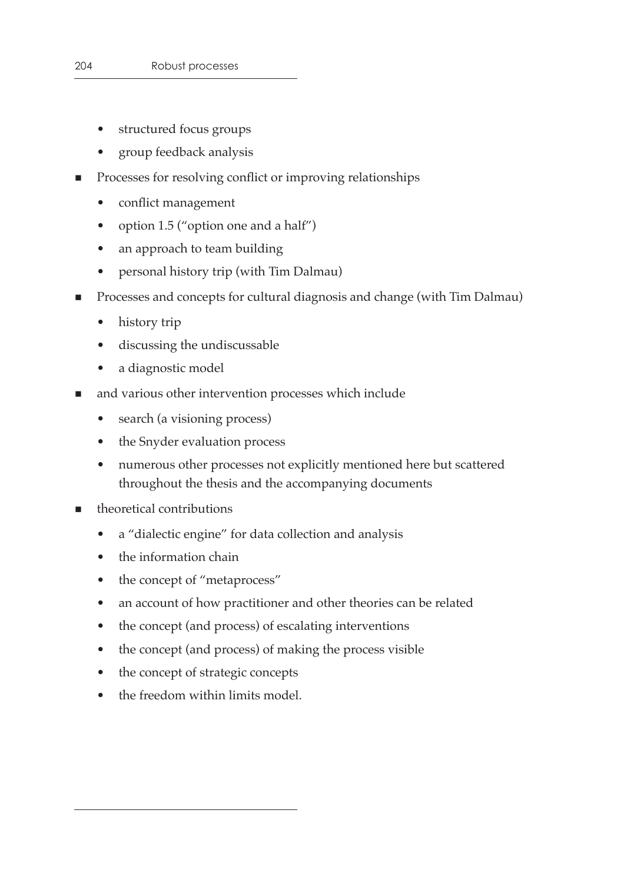- structured focus groups
  - group feedback analysis
- Processes for resolving conflict or improving relationships
  - conflict management
  - option 1.5 ("option one and a half")
  - an approach to team building
  - personal history trip (with Tim Dalmau)
- Processes and concepts for cultural diagnosis and change (with Tim Dalmau)
  - history trip
  - discussing the undiscussable
  - a diagnostic model
- and various other intervention processes which include
  - search (a visioning process)
  - the Snyder evaluation process
  - numerous other processes not explicitly mentioned here but scattered throughout the thesis and the accompanying documents
- theoretical contributions
  - a "dialectic engine" for data collection and analysis
  - the information chain
  - the concept of "metaprocess"
  - an account of how practitioner and other theories can be related
  - the concept (and process) of escalating interventions
  - the concept (and process) of making the process visible
  - the concept of strategic concepts
  - the freedom within limits model.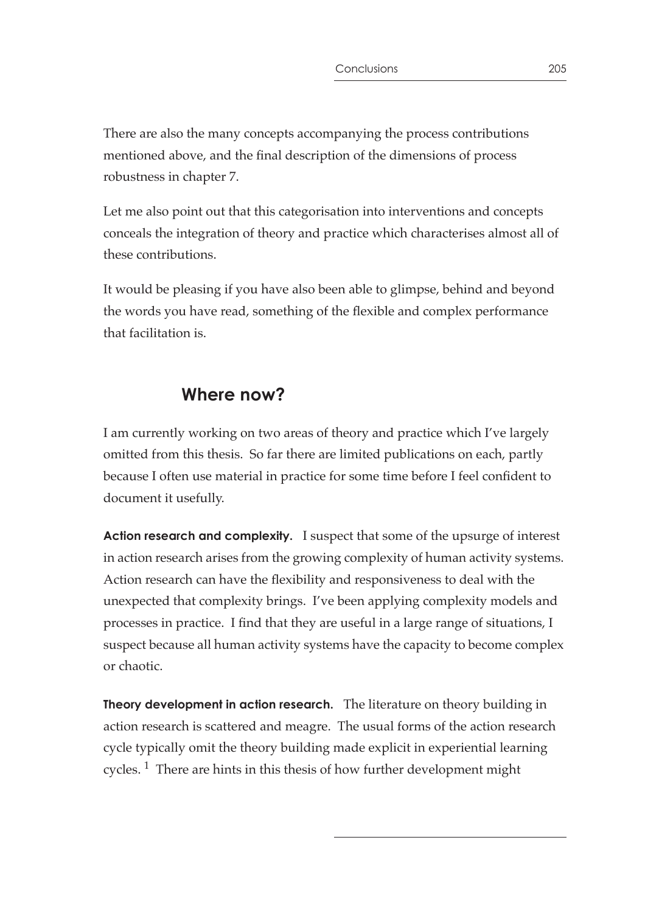There are also the many concepts accompanying the process contributions mentioned above, and the final description of the dimensions of process robustness in chapter 7.

Let me also point out that this categorisation into interventions and concepts conceals the integration of theory and practice which characterises almost all of these contributions.

It would be pleasing if you have also been able to glimpse, behind and beyond the words you have read, something of the flexible and complex performance that facilitation is.

## Where now?

I am currently working on two areas of theory and practice which I've largely omitted from this thesis. So far there are limited publications on each, partly because I often use material in practice for some time before I feel confident to document it usefully.

**Action research and complexity.** I suspect that some of the upsurge of interest in action research arises from the growing complexity of human activity systems. Action research can have the flexibility and responsiveness to deal with the unexpected that complexity brings. I've been applying complexity models and processes in practice. I find that they are useful in a large range of situations, I suspect because all human activity systems have the capacity to become complex or chaotic.

**Theory development in action research.** The literature on theory building in action research is scattered and meagre. The usual forms of the action research cycle typically omit the theory building made explicit in experiential learning cycles. [1] There are hints in this thesis of how further development might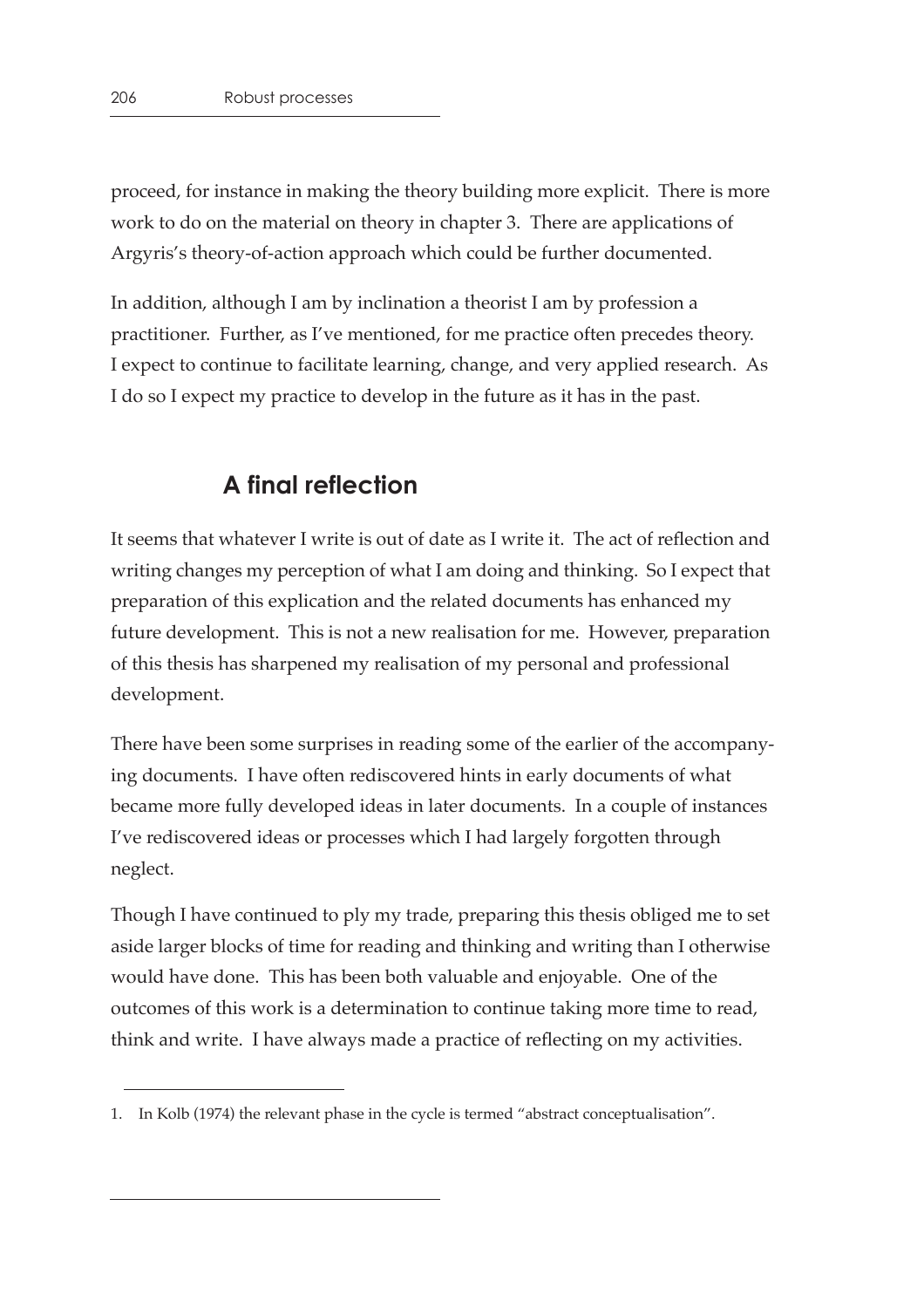proceed, for instance in making the theory building more explicit. There is more work to do on the material on theory in chapter 3. There are applications of Argyris's theory-of-action approach which could be further documented.

In addition, although I am by inclination a theorist I am by profession a practitioner. Further, as I've mentioned, for me practice often precedes theory. I expect to continue to facilitate learning, change, and very applied research. As I do so I expect my practice to develop in the future as it has in the past.

## A final reflection

It seems that whatever I write is out of date as I write it. The act of reflection and writing changes my perception of what I am doing and thinking. So I expect that preparation of this explication and the related documents has enhanced my future development. This is not a new realisation for me. However, preparation of this thesis has sharpened my realisation of my personal and professional development.

There have been some surprises in reading some of the earlier of the accompanying documents. I have often rediscovered hints in early documents of what became more fully developed ideas in later documents. In a couple of instances I've rediscovered ideas or processes which I had largely forgotten through neglect.

Though I have continued to ply my trade, preparing this thesis obliged me to set aside larger blocks of time for reading and thinking and writing than I otherwise would have done. This has been both valuable and enjoyable. One of the outcomes of this work is a determination to continue taking more time to read, think and write. I have always made a practice of reflecting on my activities.

---

1. In Kolb (1974) the relevant phase in the cycle is termed "abstract conceptualisation".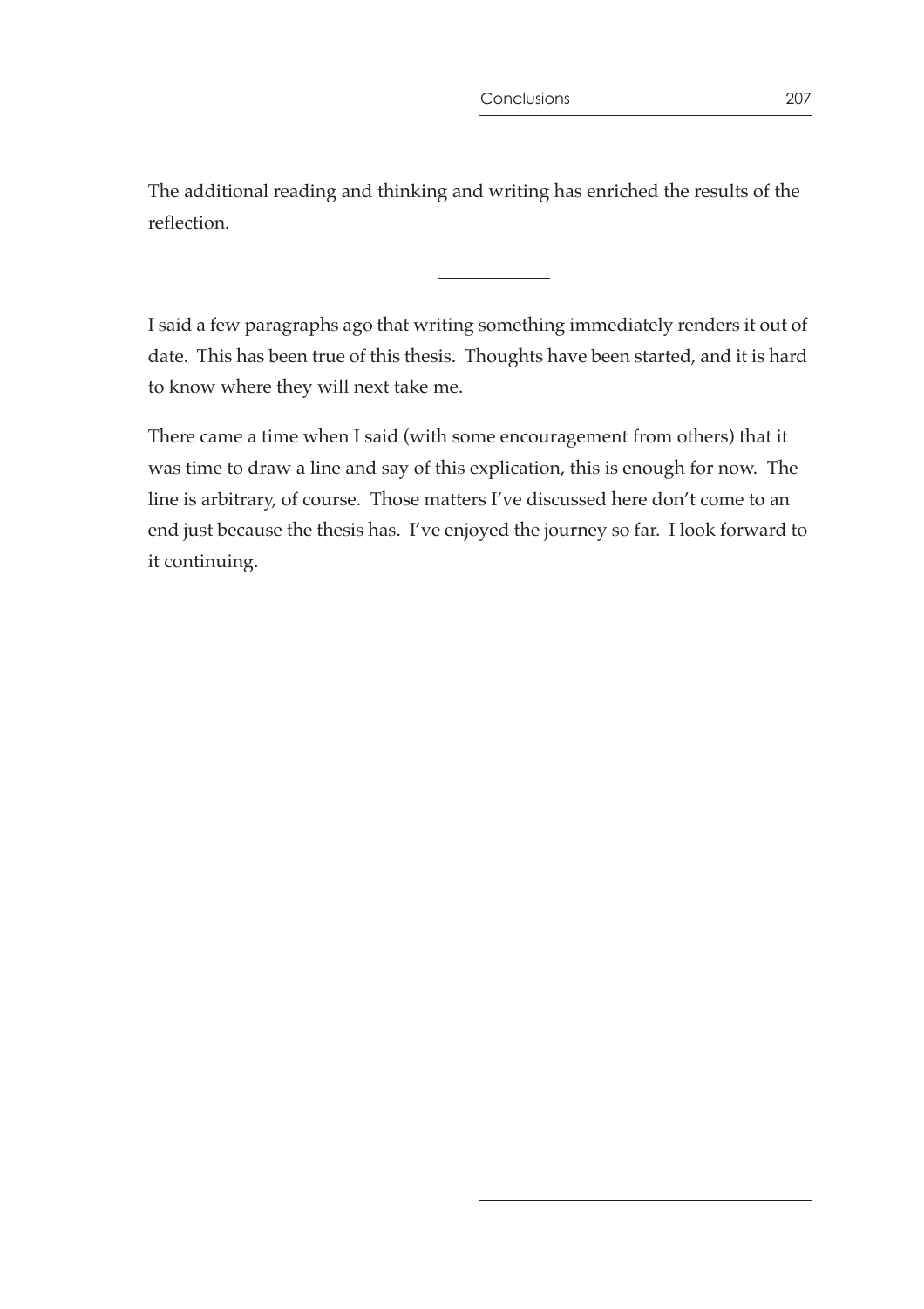The additional reading and thinking and writing has enriched the results of the reflection.

---

I said a few paragraphs ago that writing something immediately renders it out of date. This has been true of this thesis. Thoughts have been started, and it is hard to know where they will next take me.

There came a time when I said (with some encouragement from others) that it was time to draw a line and say of this explication, this is enough for now. The line is arbitrary, of course. Those matters I've discussed here don't come to an end just because the thesis has. I've enjoyed the journey so far. I look forward to it continuing.